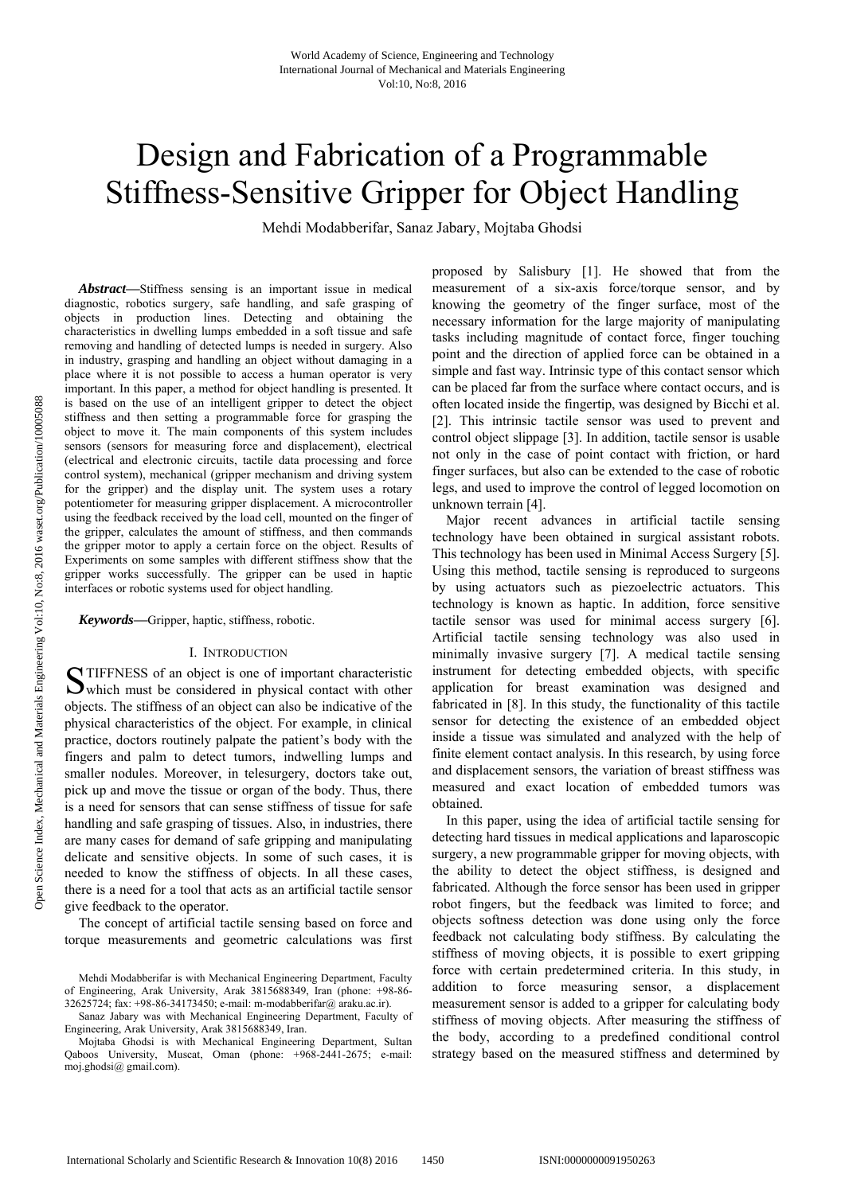# Design and Fabrication of a Programmable Stiffness-Sensitive Gripper for Object Handling

Mehdi Modabberifar, Sanaz Jabary, Mojtaba Ghodsi

***Abstract*—**Stiffness sensing is an important issue in medical diagnostic, robotics surgery, safe handling, and safe grasping of objects in production lines. Detecting and obtaining the characteristics in dwelling lumps embedded in a soft tissue and safe removing and handling of detected lumps is needed in surgery. Also in industry, grasping and handling an object without damaging in a place where it is not possible to access a human operator is very important. In this paper, a method for object handling is presented. It is based on the use of an intelligent gripper to detect the object stiffness and then setting a programmable force for grasping the object to move it. The main components of this system includes sensors (sensors for measuring force and displacement), electrical (electrical and electronic circuits, tactile data processing and force control system), mechanical (gripper mechanism and driving system for the gripper) and the display unit. The system uses a rotary potentiometer for measuring gripper displacement. A microcontroller using the feedback received by the load cell, mounted on the finger of the gripper, calculates the amount of stiffness, and then commands the gripper motor to apply a certain force on the object. Results of Experiments on some samples with different stiffness show that the gripper works successfully. The gripper can be used in haptic interfaces or robotic systems used for object handling.

***Keywords*—**Gripper, haptic, stiffness, robotic.

## I. Introduction

STIFFNESS of an object is one of important characteristic which must be considered in physical contact with other objects. The stiffness of an object can also be indicative of the physical characteristics of the object. For example, in clinical practice, doctors routinely palpate the patient's body with the fingers and palm to detect tumors, indwelling lumps and smaller nodules. Moreover, in telesurgery, doctors take out, pick up and move the tissue or organ of the body. Thus, there is a need for sensors that can sense stiffness of tissue for safe handling and safe grasping of tissues. Also, in industries, there are many cases for demand of safe gripping and manipulating delicate and sensitive objects. In some of such cases, it is needed to know the stiffness of objects. In all these cases, there is a need for a tool that acts as an artificial tactile sensor give feedback to the operator.

The concept of artificial tactile sensing based on force and torque measurements and geometric calculations was first proposed by Salisbury [1]. He showed that from the measurement of a six-axis force/torque sensor, and by knowing the geometry of the finger surface, most of the necessary information for the large majority of manipulating tasks including magnitude of contact force, finger touching point and the direction of applied force can be obtained in a simple and fast way. Intrinsic type of this contact sensor which can be placed far from the surface where contact occurs, and is often located inside the fingertip, was designed by Bicchi et al. [2]. This intrinsic tactile sensor was used to prevent and control object slippage [3]. In addition, tactile sensor is usable not only in the case of point contact with friction, or hard finger surfaces, but also can be extended to the case of robotic legs, and used to improve the control of legged locomotion on unknown terrain [4].

Major recent advances in artificial tactile sensing technology have been obtained in surgical assistant robots. This technology has been used in Minimal Access Surgery [5]. Using this method, tactile sensing is reproduced to surgeons by using actuators such as piezoelectric actuators. This technology is known as haptic. In addition, force sensitive tactile sensor was used for minimal access surgery [6]. Artificial tactile sensing technology was also used in minimally invasive surgery [7]. A medical tactile sensing instrument for detecting embedded objects, with specific application for breast examination was designed and fabricated in [8]. In this study, the functionality of this tactile sensor for detecting the existence of an embedded object inside a tissue was simulated and analyzed with the help of finite element contact analysis. In this research, by using force and displacement sensors, the variation of breast stiffness was measured and exact location of embedded tumors was obtained.

In this paper, using the idea of artificial tactile sensing for detecting hard tissues in medical applications and laparoscopic surgery, a new programmable gripper for moving objects, with the ability to detect the object stiffness, is designed and fabricated. Although the force sensor has been used in gripper robot fingers, but the feedback was limited to force; and objects softness detection was done using only the force feedback not calculating body stiffness. By calculating the stiffness of moving objects, it is possible to exert gripping force with certain predetermined criteria. In this study, in addition to force measuring sensor, a displacement measurement sensor is added to a gripper for calculating body stiffness of moving objects. After measuring the stiffness of the body, according to a predefined conditional control strategy based on the measured stiffness and determined by

Mehdi Modabberifar is with Mechanical Engineering Department, Faculty of Engineering, Arak University, Arak 3815688349, Iran (phone: +98-86-32625724; fax: +98-86-34173450; e-mail: m-modabberifar@ araku.ac.ir).

Sanaz Jabary was with Mechanical Engineering Department, Faculty of Engineering, Arak University, Arak 3815688349, Iran.

Mojtaba Ghodsi is with Mechanical Engineering Department, Sultan Qaboos University, Muscat, Oman (phone: +968-2441-2675; e-mail: moj.ghodsi@ gmail.com).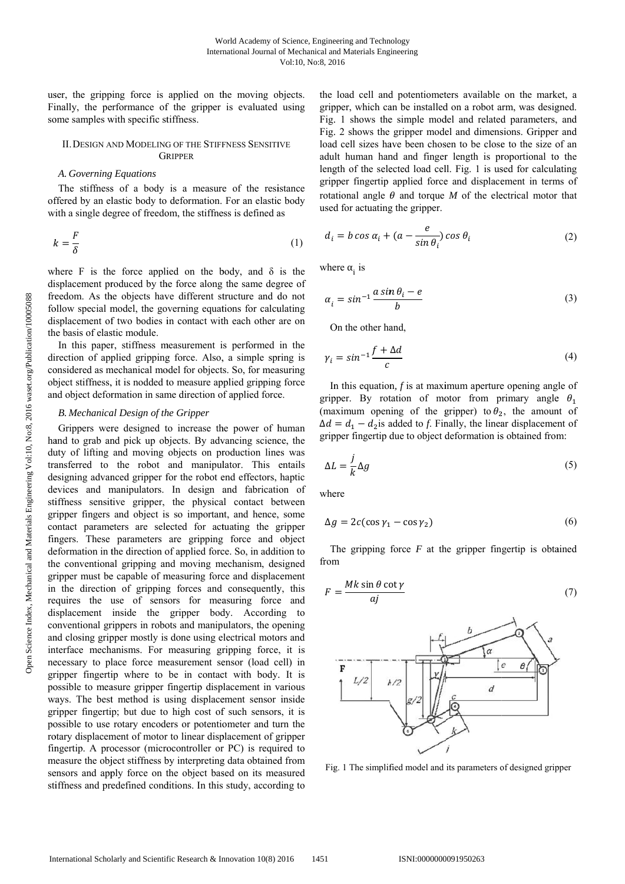user, the gripping force is applied on the moving objects. Finally, the performance of the gripper is evaluated using some samples with specific stiffness.

## II. Design and Modeling of the Stiffness Sensitive Gripper

### A. Governing Equations

The stiffness of a body is a measure of the resistance offered by an elastic body to deformation. For an elastic body with a single degree of freedom, the stiffness is defined as

$$k = \frac{F}{\delta} \tag{1}$$

where F is the force applied on the body, and δ is the displacement produced by the force along the same degree of freedom. As the objects have different structure and do not follow special model, the governing equations for calculating displacement of two bodies in contact with each other are on the basis of elastic module.

In this paper, stiffness measurement is performed in the direction of applied gripping force. Also, a simple spring is considered as mechanical model for objects. So, for measuring object stiffness, it is nodded to measure applied gripping force and object deformation in same direction of applied force.

### B. Mechanical Design of the Gripper

Grippers were designed to increase the power of human hand to grab and pick up objects. By advancing science, the duty of lifting and moving objects on production lines was transferred to the robot and manipulator. This entails designing advanced gripper for the robot end effectors, haptic devices and manipulators. In design and fabrication of stiffness sensitive gripper, the physical contact between gripper fingers and object is so important, and hence, some contact parameters are selected for actuating the gripper fingers. These parameters are gripping force and object deformation in the direction of applied force. So, in addition to the conventional gripping and moving mechanism, designed gripper must be capable of measuring force and displacement in the direction of gripping forces and consequently, this requires the use of sensors for measuring force and displacement inside the gripper body. According to conventional grippers in robots and manipulators, the opening and closing gripper mostly is done using electrical motors and interface mechanisms. For measuring gripping force, it is necessary to place force measurement sensor (load cell) in gripper fingertip where to be in contact with body. It is possible to measure gripper fingertip displacement in various ways. The best method is using displacement sensor inside gripper fingertip; but due to high cost of such sensors, it is possible to use rotary encoders or potentiometer and turn the rotary displacement of motor to linear displacement of gripper fingertip. A processor (microcontroller or PC) is required to measure the object stiffness by interpreting data obtained from sensors and apply force on the object based on its measured stiffness and predefined conditions. In this study, according to the load cell and potentiometers available on the market, a gripper, which can be installed on a robot arm, was designed. Fig. 1 shows the simple model and related parameters, and Fig. 2 shows the gripper model and dimensions. Gripper and load cell sizes have been chosen to be close to the size of an adult human hand and finger length is proportional to the length of the selected load cell. Fig. 1 is used for calculating gripper fingertip applied force and displacement in terms of rotational angle $\theta$ and torque $M$ of the electrical motor that used for actuating the gripper.

$$d_i = b\cos\alpha_i + (a - \frac{e}{\sin\theta_i})\cos\theta_i \tag{2}$$

where $\alpha_i$ is

$$\alpha_i = \sin^{-1}\frac{a\sin\theta_i - e}{b} \tag{3}$$

On the other hand,

$$\gamma_i = \sin^{-1}\frac{f + \Delta d}{c} \tag{4}$$

In this equation, *f* is at maximum aperture opening angle of gripper. By rotation of motor from primary angle $\theta_1$ (maximum opening of the gripper) to $\theta_2$, the amount of $\Delta d = d_1 - d_2$ is added to *f*. Finally, the linear displacement of gripper fingertip due to object deformation is obtained from:

$$\Delta L = \frac{j}{k}\Delta g \tag{5}$$

where

$$\Delta g = 2c(\cos\gamma_1 - \cos\gamma_2) \tag{6}$$

The gripping force $F$ at the gripper fingertip is obtained from

$$F = \frac{Mk\sin\theta\cot\gamma}{aj} \tag{7}$$

Fig. 1 The simplified model and its parameters of designed gripper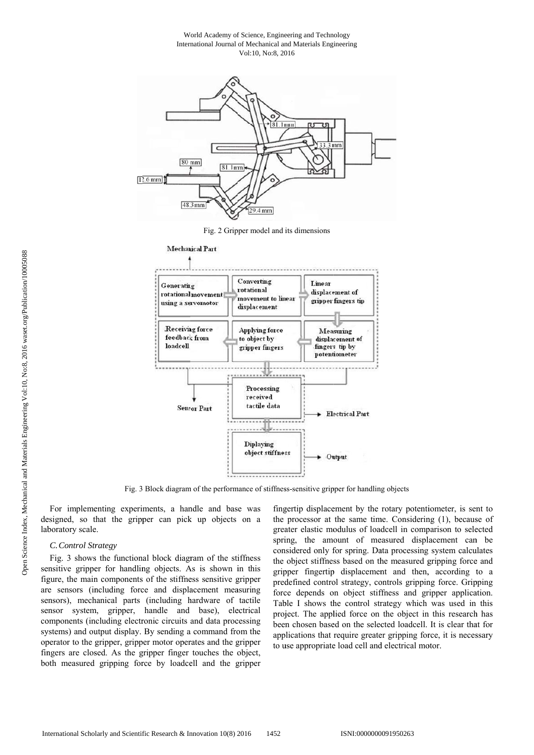Fig. 2 Gripper model and its dimensions

Fig. 3 Block diagram of the performance of stiffness-sensitive gripper for handling objects

For implementing experiments, a handle and base was designed, so that the gripper can pick up objects on a laboratory scale.

### *C. Control Strategy*

Fig. 3 shows the functional block diagram of the stiffness sensitive gripper for handling objects. As is shown in this figure, the main components of the stiffness sensitive gripper are sensors (including force and displacement measuring sensors), mechanical parts (including hardware of tactile sensor system, gripper, handle and base), electrical components (including electronic circuits and data processing systems) and output display. By sending a command from the operator to the gripper, gripper motor operates and the gripper fingers are closed. As the gripper finger touches the object, both measured gripping force by loadcell and the gripper fingertip displacement by the rotary potentiometer, is sent to the processor at the same time. Considering (1), because of greater elastic modulus of loadcell in comparison to selected spring, the amount of measured displacement can be considered only for spring. Data processing system calculates the object stiffness based on the measured gripping force and gripper fingertip displacement and then, according to a predefined control strategy, controls gripping force. Gripping force depends on object stiffness and gripper application. Table I shows the control strategy which was used in this project. The applied force on the object in this research has been chosen based on the selected loadcell. It is clear that for applications that require greater gripping force, it is necessary to use appropriate load cell and electrical motor.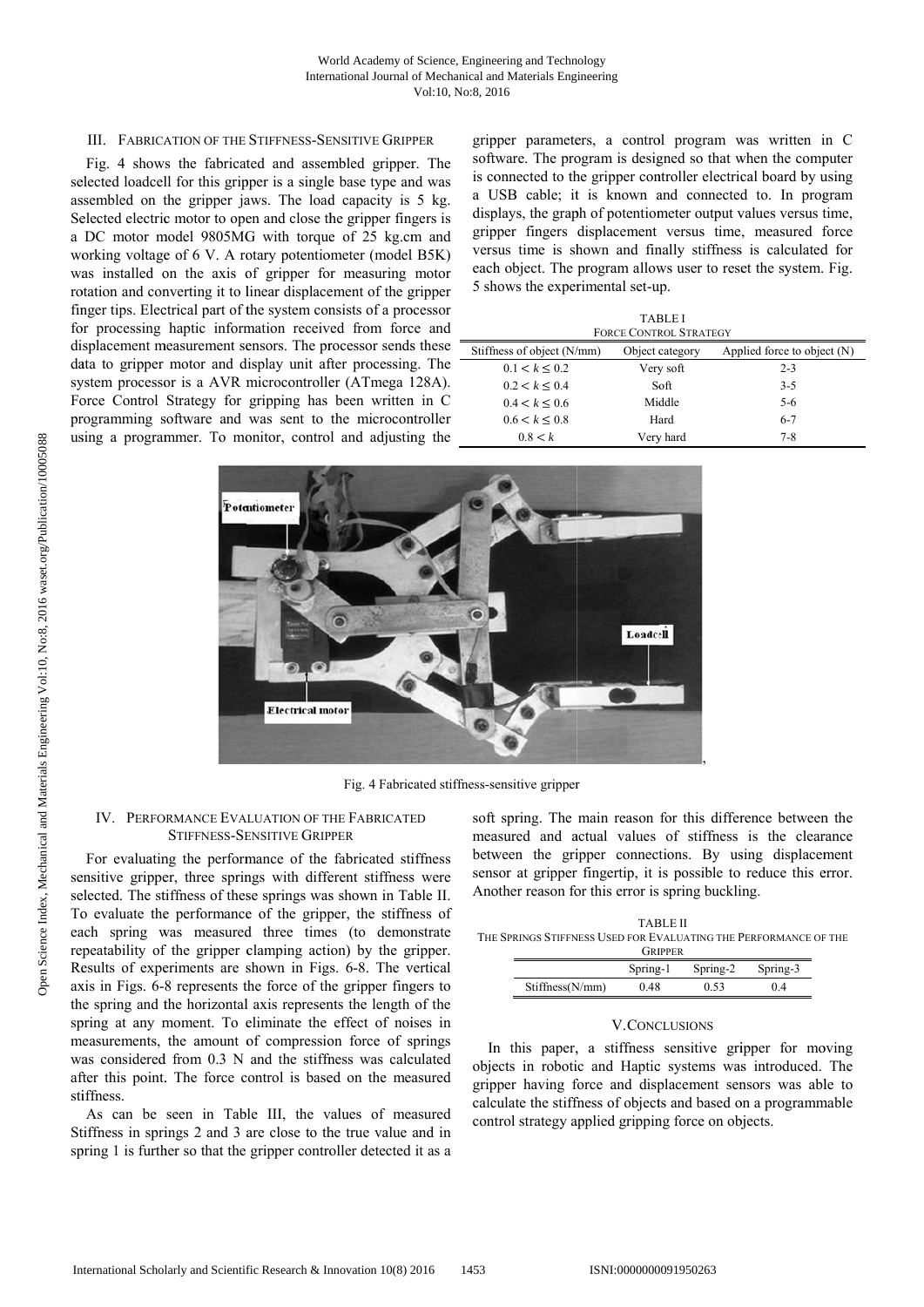## III. Fabrication of the Stiffness-Sensitive Gripper

Fig. 4 shows the fabricated and assembled gripper. The selected loadcell for this gripper is a single base type and was assembled on the gripper jaws. The load capacity is 5 kg. Selected electric motor to open and close the gripper fingers is a DC motor model 9805MG with torque of 25 kg.cm and working voltage of 6 V. A rotary potentiometer (model B5K) was installed on the axis of gripper for measuring motor rotation and converting it to linear displacement of the gripper finger tips. Electrical part of the system consists of a processor for processing haptic information received from force and displacement measurement sensors. The processor sends these data to gripper motor and display unit after processing. The system processor is a AVR microcontroller (ATmega 128A). Force Control Strategy for gripping has been written in C programming software and was sent to the microcontroller using a programmer. To monitor, control and adjusting the gripper parameters, a control program was written in C software. The program is designed so that when the computer is connected to the gripper controller electrical board by using a USB cable; it is known and connected to. In program displays, the graph of potentiometer output values versus time, gripper fingers displacement versus time, measured force versus time is shown and finally stiffness is calculated for each object. The program allows user to reset the system. Fig. 5 shows the experimental set-up.

TABLE I
FORCE CONTROL STRATEGY

| Stiffness of object (N/mm) | Object category | Applied force to object (N) |
|---|---|---|
| $0.1 < k \leq 0.2$ | Very soft | 2-3 |
| $0.2 < k \leq 0.4$ | Soft | 3-5 |
| $0.4 < k \leq 0.6$ | Middle | 5-6 |
| $0.6 < k \leq 0.8$ | Hard | 6-7 |
| $0.8 < k$ | Very hard | 7-8 |

Fig. 4 Fabricated stiffness-sensitive gripper

## IV. Performance Evaluation of the Fabricated Stiffness-Sensitive Gripper

For evaluating the performance of the fabricated stiffness sensitive gripper, three springs with different stiffness were selected. The stiffness of these springs was shown in Table II. To evaluate the performance of the gripper, the stiffness of each spring was measured three times (to demonstrate repeatability of the gripper clamping action) by the gripper. Results of experiments are shown in Figs. 6-8. The vertical axis in Figs. 6-8 represents the force of the gripper fingers to the spring and the horizontal axis represents the length of the spring at any moment. To eliminate the effect of noises in measurements, the amount of compression force of springs was considered from 0.3 N and the stiffness was calculated after this point. The force control is based on the measured stiffness.

As can be seen in Table III, the values of measured Stiffness in springs 2 and 3 are close to the true value and in spring 1 is further so that the gripper controller detected it as a soft spring. The main reason for this difference between the measured and actual values of stiffness is the clearance between the gripper connections. By using displacement sensor at gripper fingertip, it is possible to reduce this error. Another reason for this error is spring buckling.

TABLE II
THE SPRINGS STIFFNESS USED FOR EVALUATING THE PERFORMANCE OF THE GRIPPER

| | Spring-1 | Spring-2 | Spring-3 |
|---|---|---|---|
| Stiffness(N/mm) | 0.48 | 0.53 | 0.4 |

## V. Conclusions

In this paper, a stiffness sensitive gripper for moving objects in robotic and Haptic systems was introduced. The gripper having force and displacement sensors was able to calculate the stiffness of objects and based on a programmable control strategy applied gripping force on objects.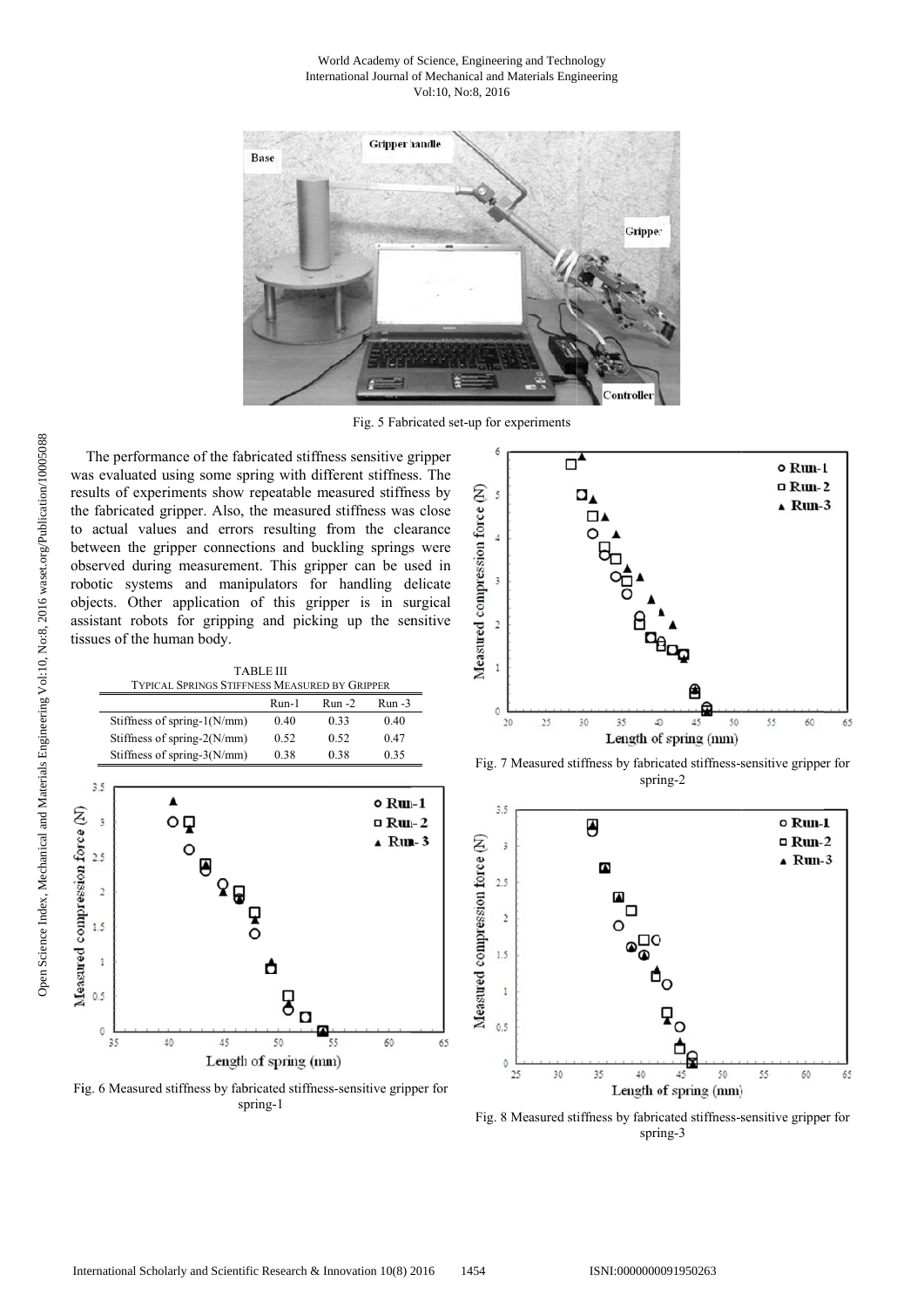Fig. 5 Fabricated set-up for experiments

The performance of the fabricated stiffness sensitive gripper was evaluated using some spring with different stiffness. The results of experiments show repeatable measured stiffness by the fabricated gripper. Also, the measured stiffness was close to actual values and errors resulting from the clearance between the gripper connections and buckling springs were observed during measurement. This gripper can be used in robotic systems and manipulators for handling delicate objects. Other application of this gripper is in surgical assistant robots for gripping and picking up the sensitive tissues of the human body.

TABLE III
TYPICAL SPRINGS STIFFNESS MEASURED BY GRIPPER

| | Run-1 | Run -2 | Run -3 |
|---|---|---|---|
| Stiffness of spring-1(N/mm) | 0.40 | 0.33 | 0.40 |
| Stiffness of spring-2(N/mm) | 0.52 | 0.52 | 0.47 |
| Stiffness of spring-3(N/mm) | 0.38 | 0.38 | 0.35 |

Fig. 6 Measured stiffness by fabricated stiffness-sensitive gripper for spring-1

Fig. 7 Measured stiffness by fabricated stiffness-sensitive gripper for spring-2

Fig. 8 Measured stiffness by fabricated stiffness-sensitive gripper for spring-3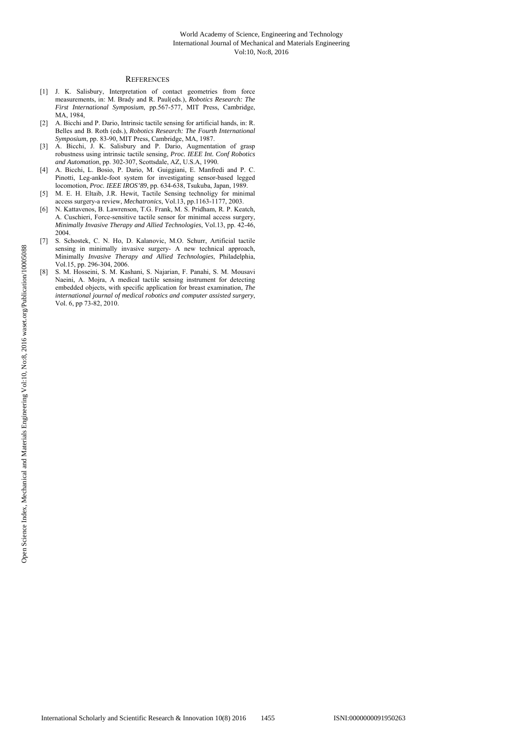## REFERENCES

[1] J. K. Salisbury, Interpretation of contact geometries from force measurements, in: M. Brady and R. Paul(eds.), *Robotics Research: The First International Symposium*, pp.567-577, MIT Press, Cambridge, MA, 1984,

[2] A. Bicchi and P. Dario, Intrinsic tactile sensing for artificial hands, in: R. Belles and B. Roth (eds.), *Robotics Research: The Fourth International Symposium*, pp. 83-90, MIT Press, Cambridge, MA, 1987.

[3] A. Bicchi, J. K. Salisbury and P. Dario, Augmentation of grasp robustness using intrinsic tactile sensing, *Proc. IEEE Int. Conf Robotics and Automation*, pp. 302-307, Scottsdale, AZ, U.S.A, 1990.

[4] A. Bicchi, L. Bosio, P. Dario, M. Guiggiani, E. Manfredi and P. C. Pinotti, Leg-ankle-foot system for investigating sensor-based legged locomotion, *Proc. IEEE IROS'89*, pp. 634-638, Tsukuba, Japan, 1989.

[5] M. E. H. Eltaib, J.R. Hewit, Tactile Sensing technoligy for minimal access surgery-a review, *Mechatronics*, Vol.13, pp.1163-1177, 2003.

[6] N. Kattavenos, B. Lawrenson, T.G. Frank, M. S. Pridham, R. P. Keatch, A. Cuschieri, Force-sensitive tactile sensor for minimal access surgery, *Minimally Invasive Therapy and Allied Technologies*, Vol.13, pp. 42-46, 2004.

[7] S. Schostek, C. N. Ho, D. Kalanovic, M.O. Schurr, Artificial tactile sensing in minimally invasive surgery- A new technical approach, Minimally *Invasive Therapy and Allied Technologies*, Philadelphia, Vol.15, pp. 296-304, 2006.

[8] S. M. Hosseini, S. M. Kashani, S. Najarian, F. Panahi, S. M. Mousavi Naeini, A. Mojra, A medical tactile sensing instrument for detecting embedded objects, with specific application for breast examination, *The international journal of medical robotics and computer assisted surgery*, Vol. 6, pp 73-82, 2010.